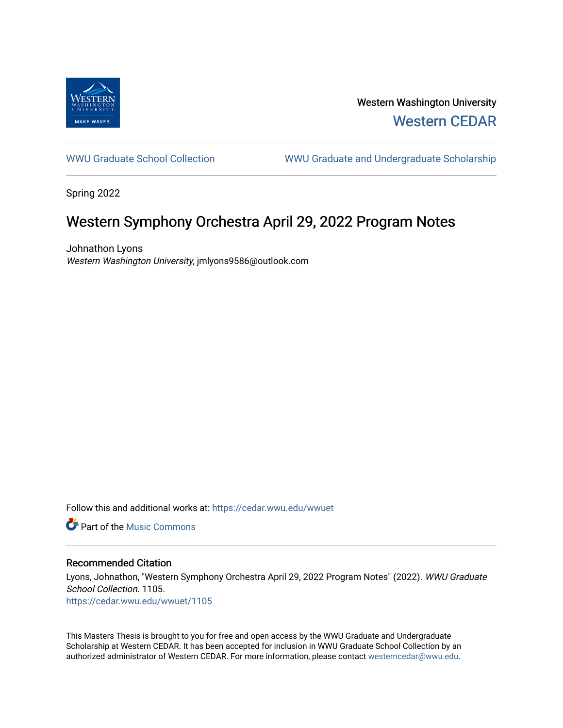Western Washington University

Western CEDAR

WWU Graduate School Collection | WWU Graduate and Undergraduate Scholarship

Spring 2022

# Western Symphony Orchestra April 29, 2022 Program Notes

Johnathon Lyons
*Western Washington University*, jmlyons9586@outlook.com

Follow this and additional works at: https://cedar.wwu.edu/wwuet

Part of the Music Commons

## Recommended Citation

Lyons, Johnathon, "Western Symphony Orchestra April 29, 2022 Program Notes" (2022). *WWU Graduate School Collection*. 1105.
https://cedar.wwu.edu/wwuet/1105

This Masters Thesis is brought to you for free and open access by the WWU Graduate and Undergraduate Scholarship at Western CEDAR. It has been accepted for inclusion in WWU Graduate School Collection by an authorized administrator of Western CEDAR. For more information, please contact westerncedar@wwu.edu.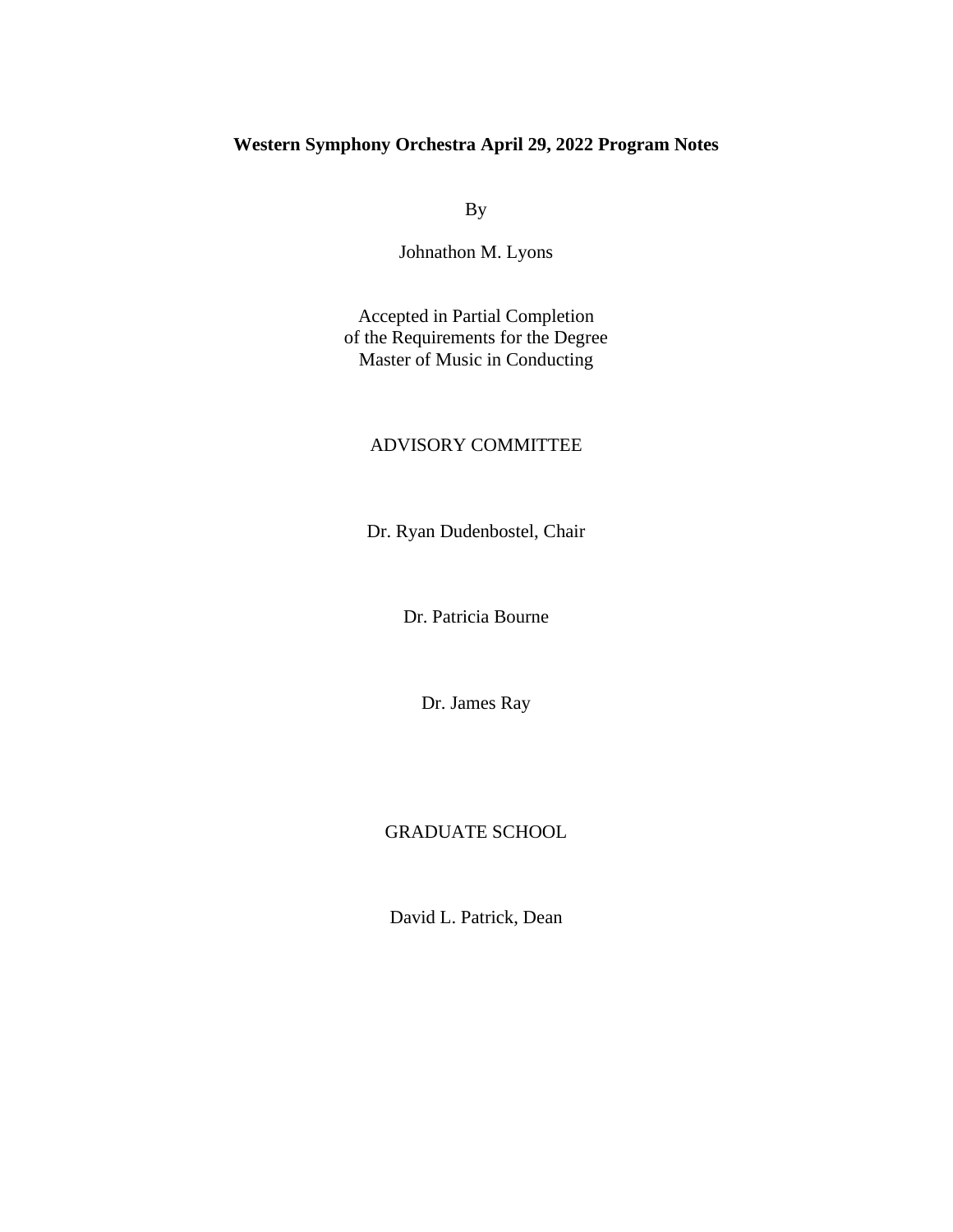**Western Symphony Orchestra April 29, 2022 Program Notes**

By

Johnathon M. Lyons

Accepted in Partial Completion
of the Requirements for the Degree
Master of Music in Conducting

ADVISORY COMMITTEE

Dr. Ryan Dudenbostel, Chair

Dr. Patricia Bourne

Dr. James Ray

GRADUATE SCHOOL

David L. Patrick, Dean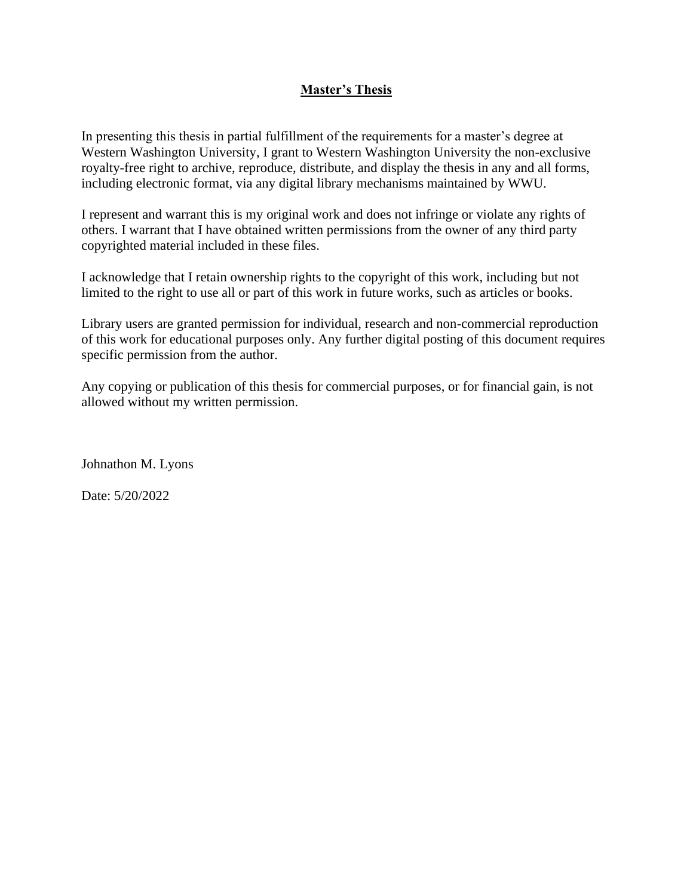# **Master's Thesis**

In presenting this thesis in partial fulfillment of the requirements for a master's degree at Western Washington University, I grant to Western Washington University the non-exclusive royalty-free right to archive, reproduce, distribute, and display the thesis in any and all forms, including electronic format, via any digital library mechanisms maintained by WWU.

I represent and warrant this is my original work and does not infringe or violate any rights of others. I warrant that I have obtained written permissions from the owner of any third party copyrighted material included in these files.

I acknowledge that I retain ownership rights to the copyright of this work, including but not limited to the right to use all or part of this work in future works, such as articles or books.

Library users are granted permission for individual, research and non-commercial reproduction of this work for educational purposes only. Any further digital posting of this document requires specific permission from the author.

Any copying or publication of this thesis for commercial purposes, or for financial gain, is not allowed without my written permission.

Johnathon M. Lyons

Date: 5/20/2022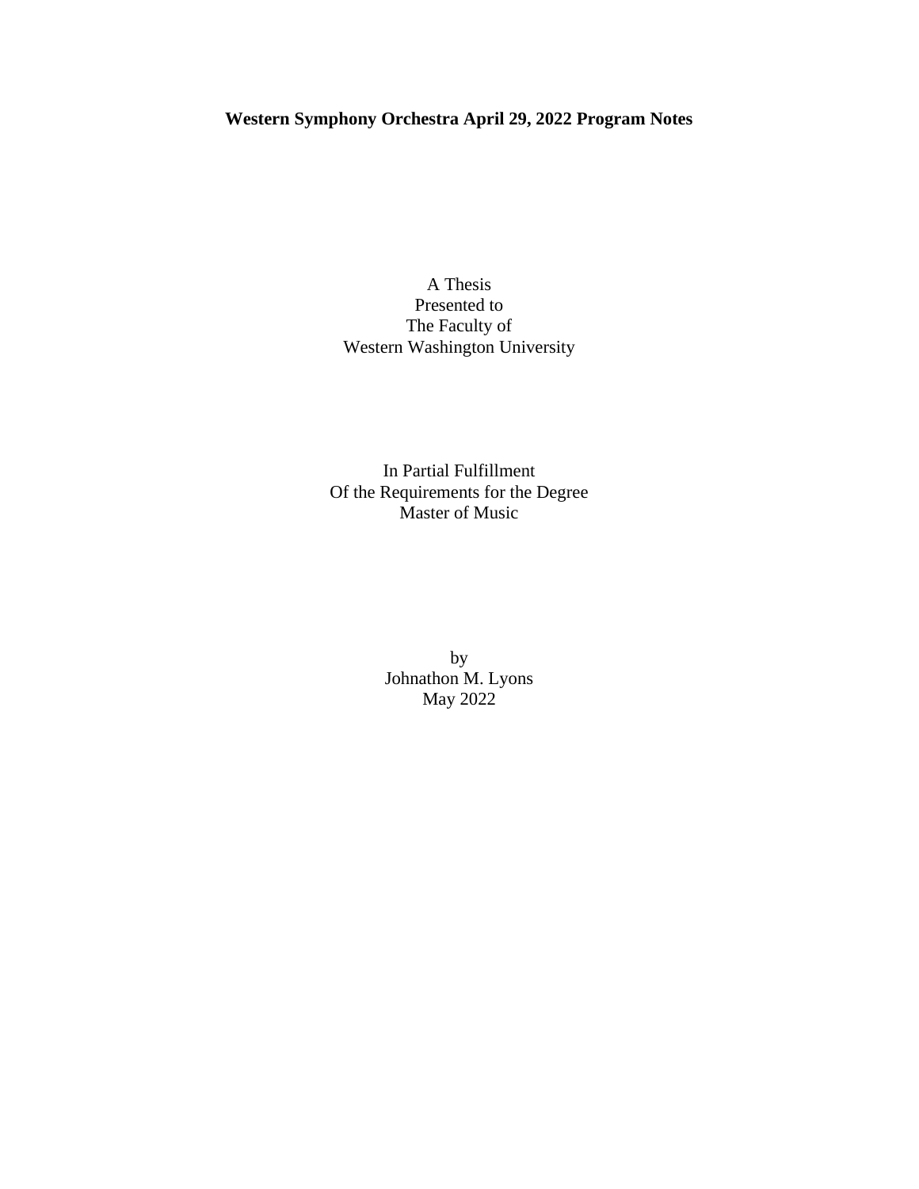**Western Symphony Orchestra April 29, 2022 Program Notes**

A Thesis
Presented to
The Faculty of
Western Washington University

In Partial Fulfillment
Of the Requirements for the Degree
Master of Music

by
Johnathon M. Lyons
May 2022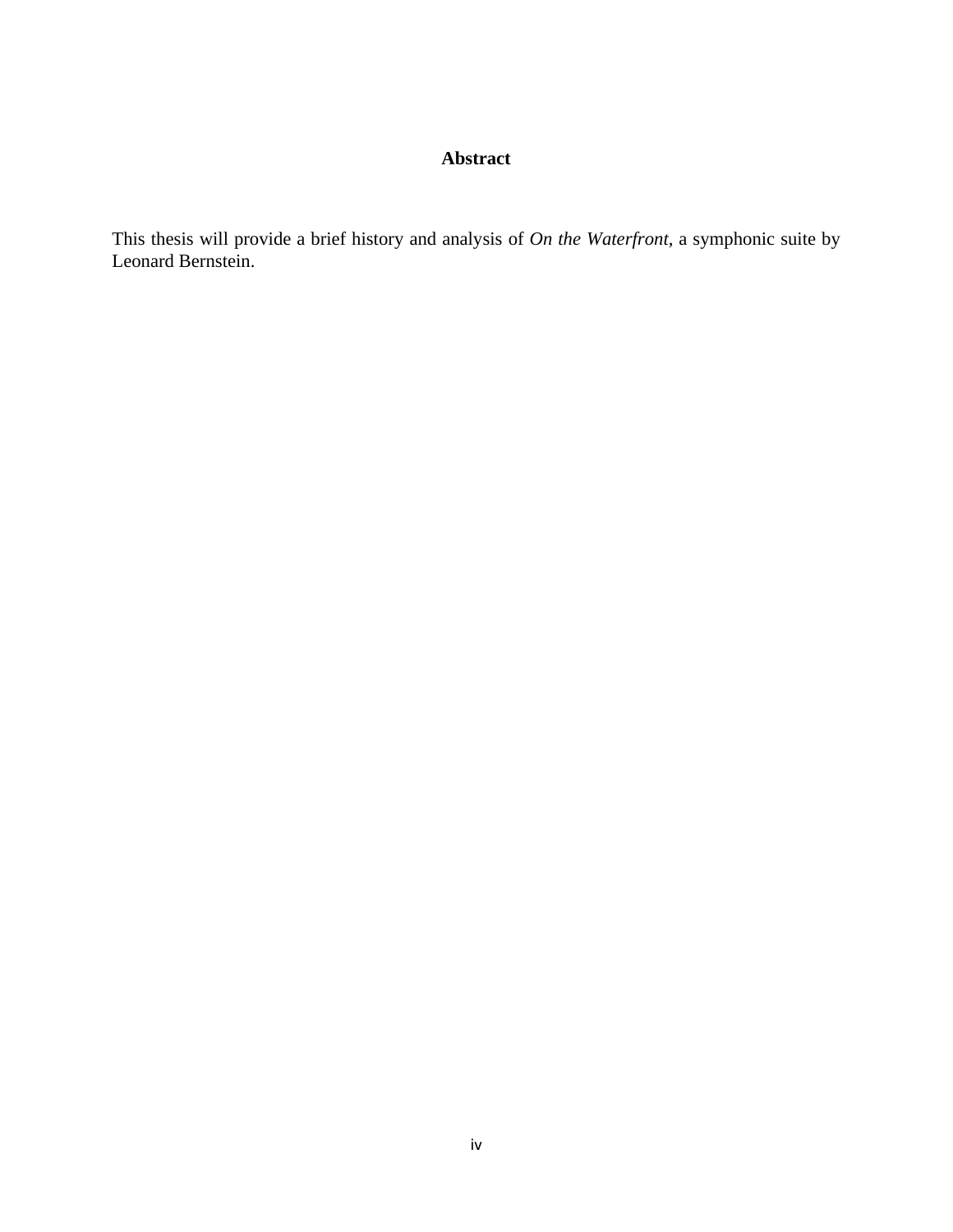## Abstract

This thesis will provide a brief history and analysis of *On the Waterfront*, a symphonic suite by Leonard Bernstein.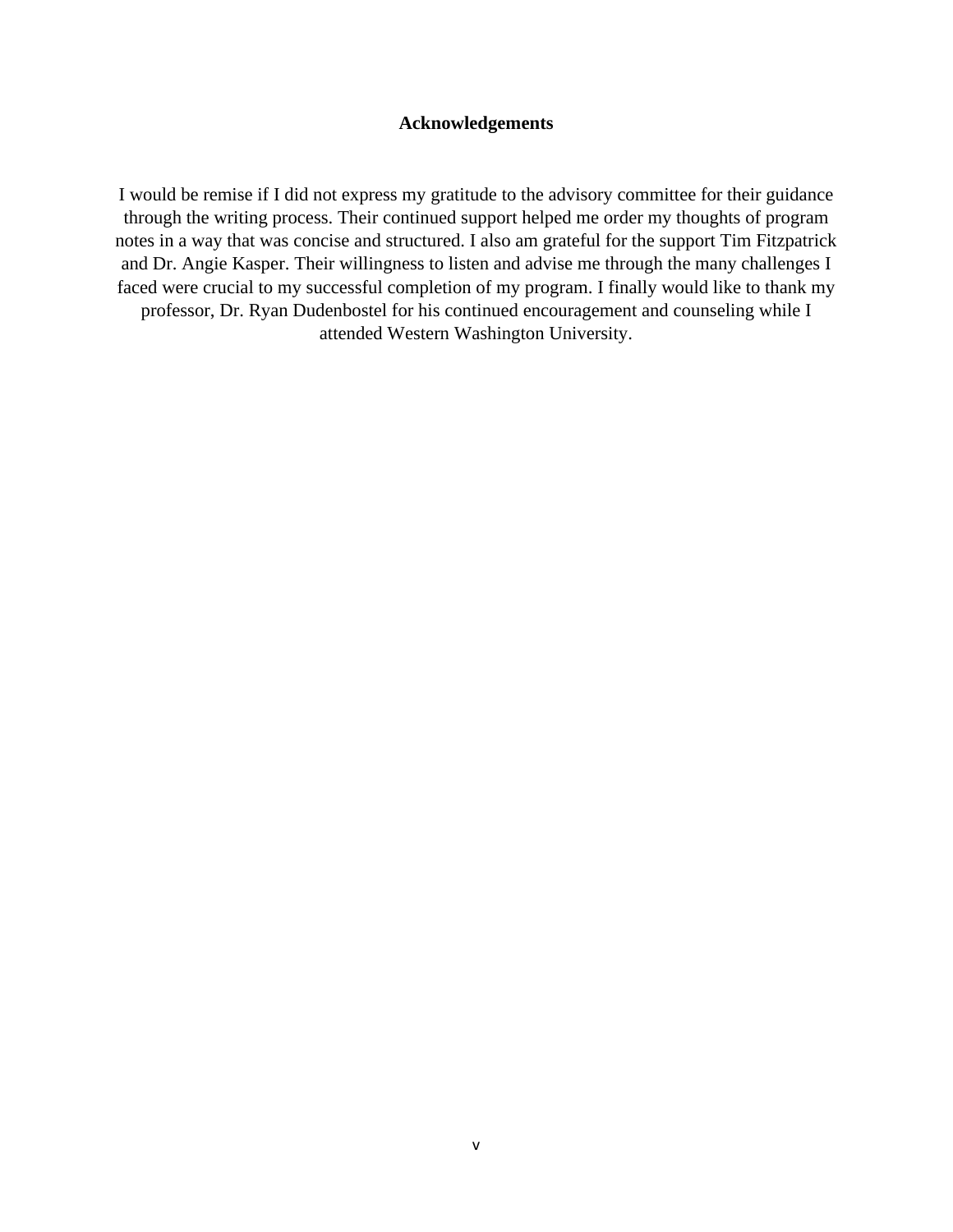# Acknowledgements

I would be remise if I did not express my gratitude to the advisory committee for their guidance through the writing process. Their continued support helped me order my thoughts of program notes in a way that was concise and structured. I also am grateful for the support Tim Fitzpatrick and Dr. Angie Kasper. Their willingness to listen and advise me through the many challenges I faced were crucial to my successful completion of my program. I finally would like to thank my professor, Dr. Ryan Dudenbostel for his continued encouragement and counseling while I attended Western Washington University.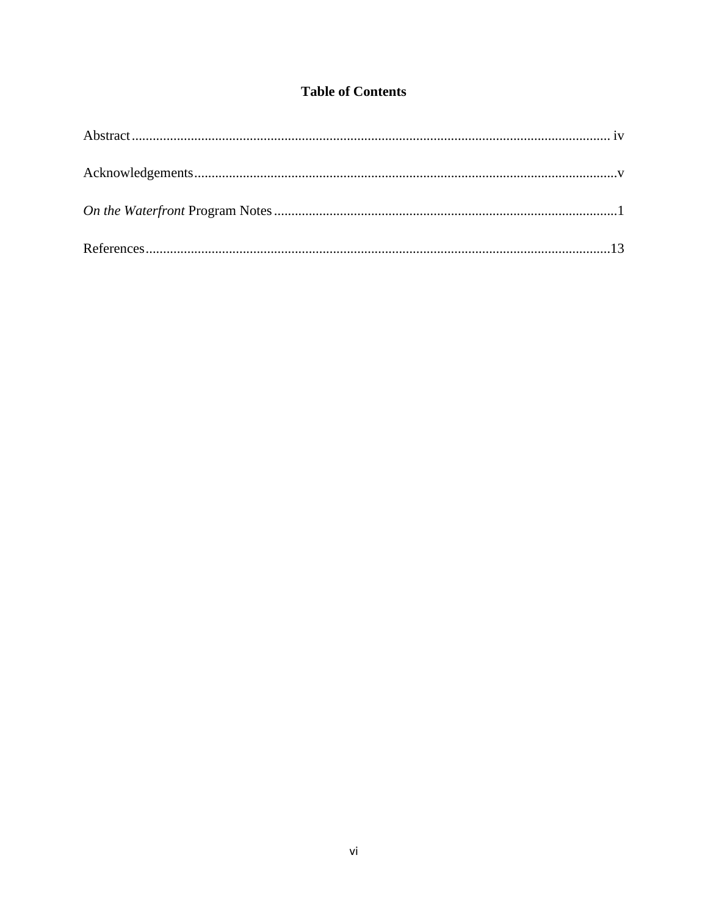# Table of Contents

Abstract ........................................................................................................................................ iv

Acknowledgements ........................................................................................................................ v

*On the Waterfront* Program Notes ................................................................................................... 1

References .................................................................................................................................... 13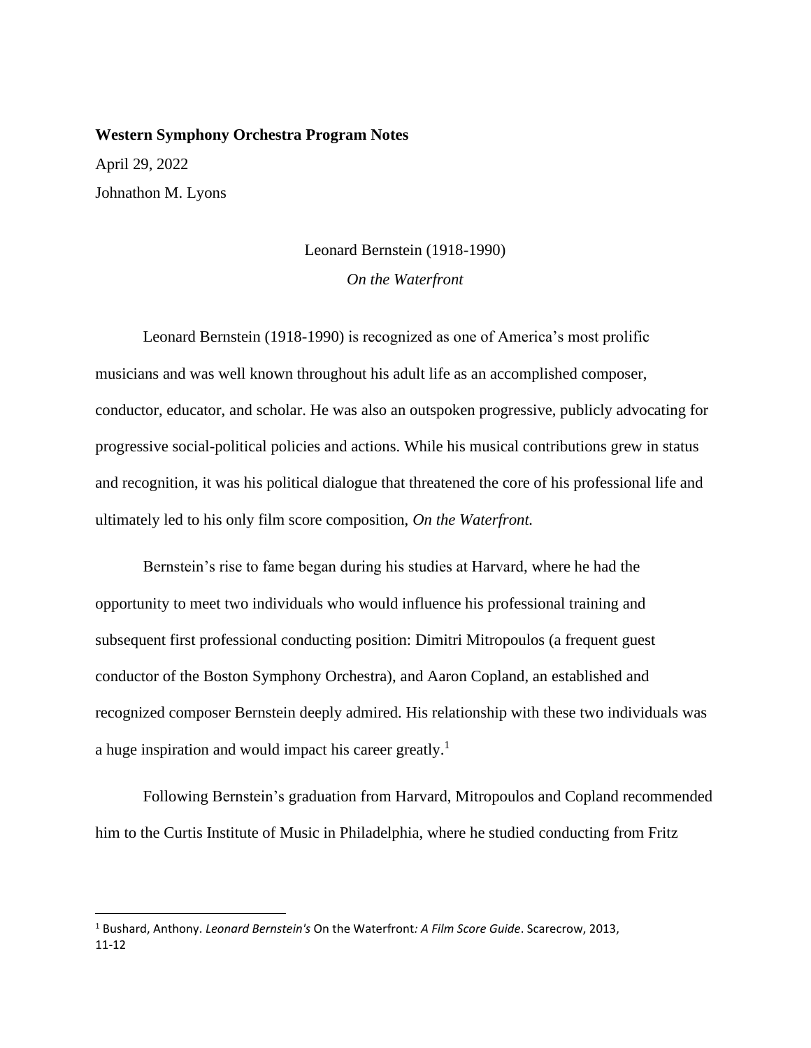**Western Symphony Orchestra Program Notes**

April 29, 2022

Johnathon M. Lyons

Leonard Bernstein (1918-1990)

*On the Waterfront*

Leonard Bernstein (1918-1990) is recognized as one of America's most prolific musicians and was well known throughout his adult life as an accomplished composer, conductor, educator, and scholar. He was also an outspoken progressive, publicly advocating for progressive social-political policies and actions. While his musical contributions grew in status and recognition, it was his political dialogue that threatened the core of his professional life and ultimately led to his only film score composition, *On the Waterfront.*

Bernstein's rise to fame began during his studies at Harvard, where he had the opportunity to meet two individuals who would influence his professional training and subsequent first professional conducting position: Dimitri Mitropoulos (a frequent guest conductor of the Boston Symphony Orchestra), and Aaron Copland, an established and recognized composer Bernstein deeply admired. His relationship with these two individuals was a huge inspiration and would impact his career greatly.[1]

Following Bernstein's graduation from Harvard, Mitropoulos and Copland recommended him to the Curtis Institute of Music in Philadelphia, where he studied conducting from Fritz

[1] Bushard, Anthony. *Leonard Bernstein's* On the Waterfront*: A Film Score Guide*. Scarecrow, 2013, 11-12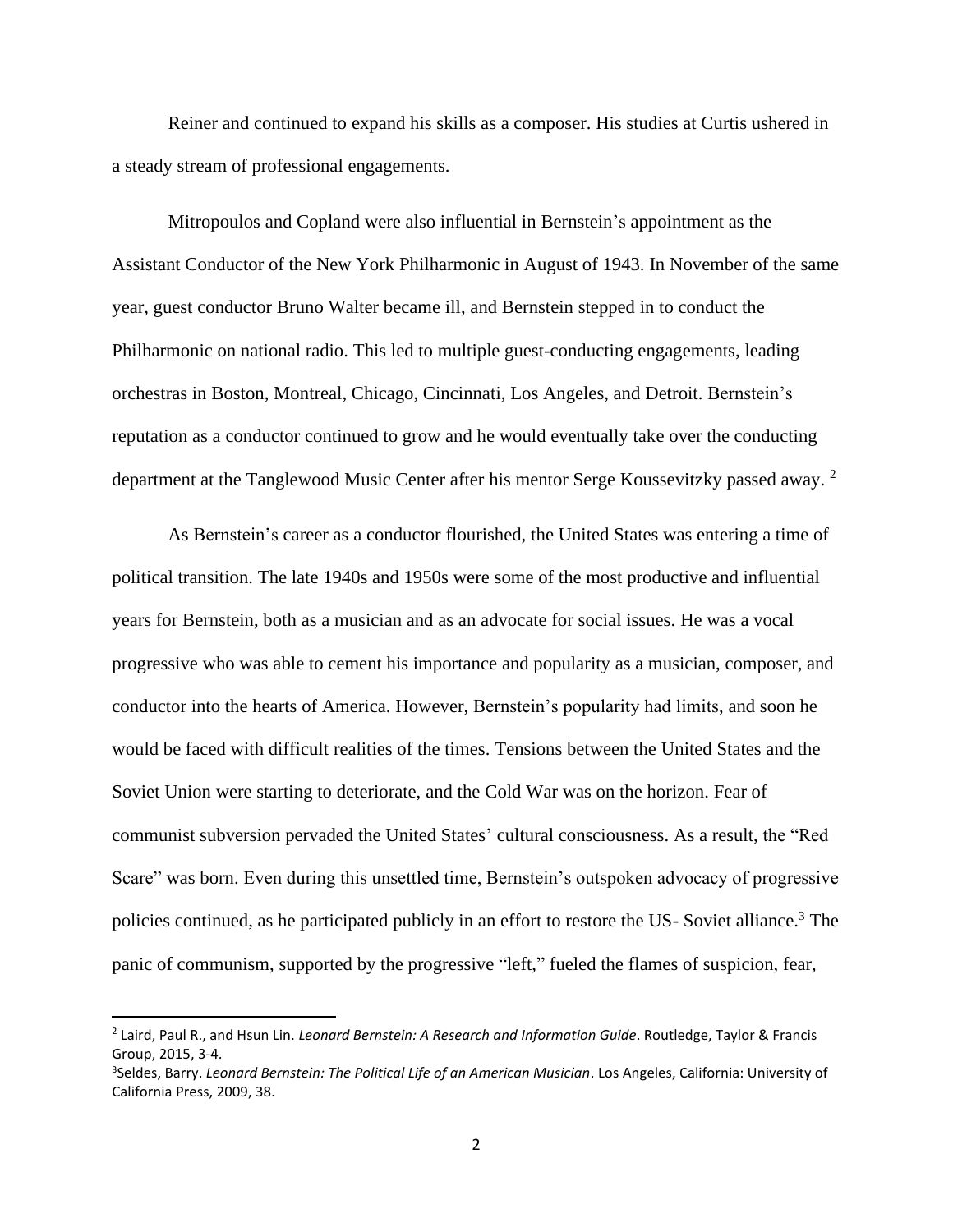Reiner and continued to expand his skills as a composer. His studies at Curtis ushered in a steady stream of professional engagements.

Mitropoulos and Copland were also influential in Bernstein's appointment as the Assistant Conductor of the New York Philharmonic in August of 1943. In November of the same year, guest conductor Bruno Walter became ill, and Bernstein stepped in to conduct the Philharmonic on national radio. This led to multiple guest-conducting engagements, leading orchestras in Boston, Montreal, Chicago, Cincinnati, Los Angeles, and Detroit. Bernstein's reputation as a conductor continued to grow and he would eventually take over the conducting department at the Tanglewood Music Center after his mentor Serge Koussevitzky passed away. [2]

As Bernstein's career as a conductor flourished, the United States was entering a time of political transition. The late 1940s and 1950s were some of the most productive and influential years for Bernstein, both as a musician and as an advocate for social issues. He was a vocal progressive who was able to cement his importance and popularity as a musician, composer, and conductor into the hearts of America. However, Bernstein's popularity had limits, and soon he would be faced with difficult realities of the times. Tensions between the United States and the Soviet Union were starting to deteriorate, and the Cold War was on the horizon. Fear of communist subversion pervaded the United States' cultural consciousness. As a result, the "Red Scare" was born. Even during this unsettled time, Bernstein's outspoken advocacy of progressive policies continued, as he participated publicly in an effort to restore the US- Soviet alliance.[3] The panic of communism, supported by the progressive "left," fueled the flames of suspicion, fear,

---

[2] Laird, Paul R., and Hsun Lin. *Leonard Bernstein: A Research and Information Guide*. Routledge, Taylor & Francis Group, 2015, 3-4.

[3] Seldes, Barry. *Leonard Bernstein: The Political Life of an American Musician*. Los Angeles, California: University of California Press, 2009, 38.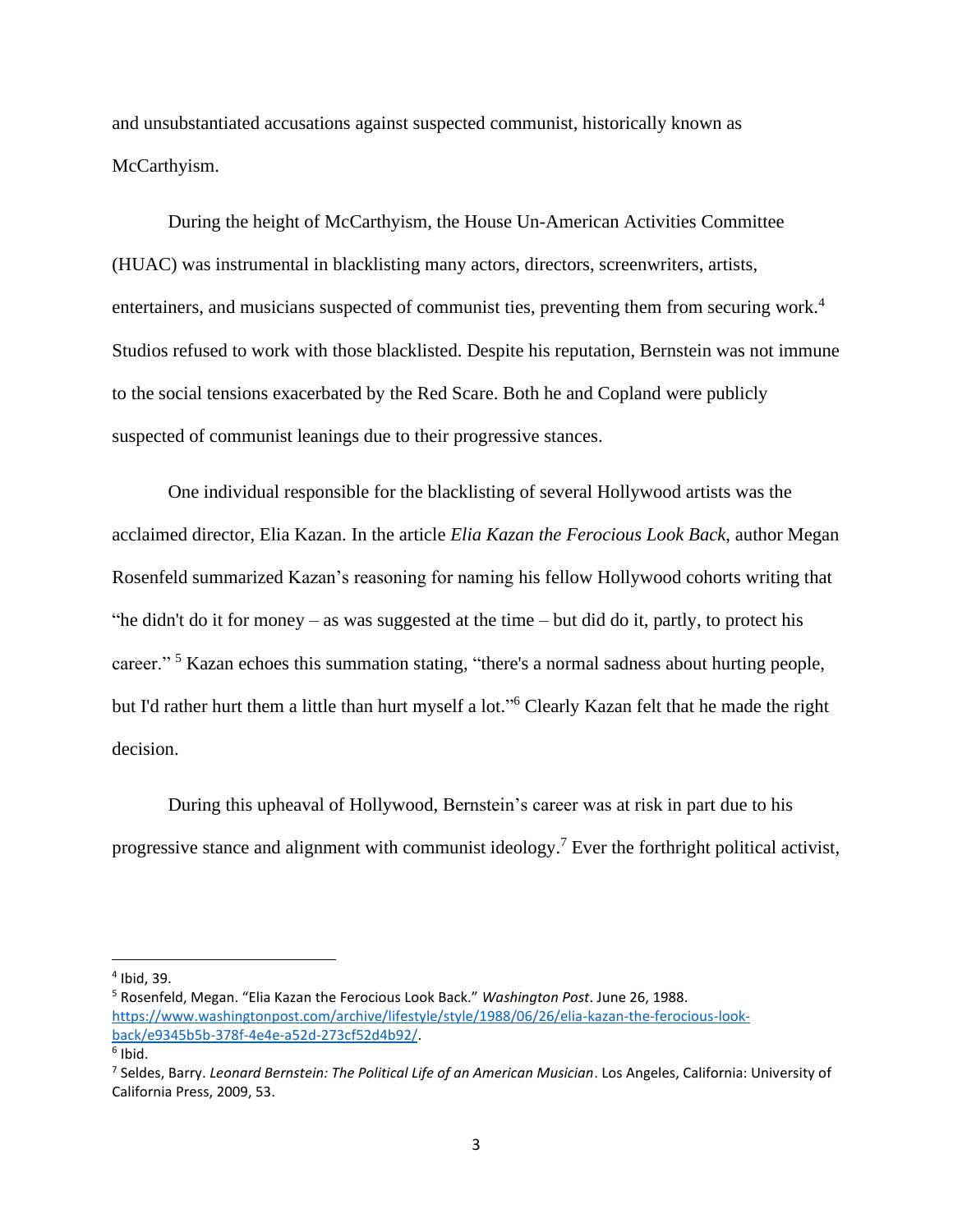and unsubstantiated accusations against suspected communist, historically known as McCarthyism.

During the height of McCarthyism, the House Un-American Activities Committee (HUAC) was instrumental in blacklisting many actors, directors, screenwriters, artists, entertainers, and musicians suspected of communist ties, preventing them from securing work.[4] Studios refused to work with those blacklisted. Despite his reputation, Bernstein was not immune to the social tensions exacerbated by the Red Scare. Both he and Copland were publicly suspected of communist leanings due to their progressive stances.

One individual responsible for the blacklisting of several Hollywood artists was the acclaimed director, Elia Kazan. In the article *Elia Kazan the Ferocious Look Back*, author Megan Rosenfeld summarized Kazan's reasoning for naming his fellow Hollywood cohorts writing that "he didn't do it for money – as was suggested at the time – but did do it, partly, to protect his career." [5] Kazan echoes this summation stating, "there's a normal sadness about hurting people, but I'd rather hurt them a little than hurt myself a lot."[6] Clearly Kazan felt that he made the right decision.

During this upheaval of Hollywood, Bernstein's career was at risk in part due to his progressive stance and alignment with communist ideology.[7] Ever the forthright political activist,

---

[4] Ibid, 39.

[5] Rosenfeld, Megan. "Elia Kazan the Ferocious Look Back." *Washington Post*. June 26, 1988. https://www.washingtonpost.com/archive/lifestyle/style/1988/06/26/elia-kazan-the-ferocious-look-back/e9345b5b-378f-4e4e-a52d-273cf52d4b92/.

[6] Ibid.

[7] Seldes, Barry. *Leonard Bernstein: The Political Life of an American Musician*. Los Angeles, California: University of California Press, 2009, 53.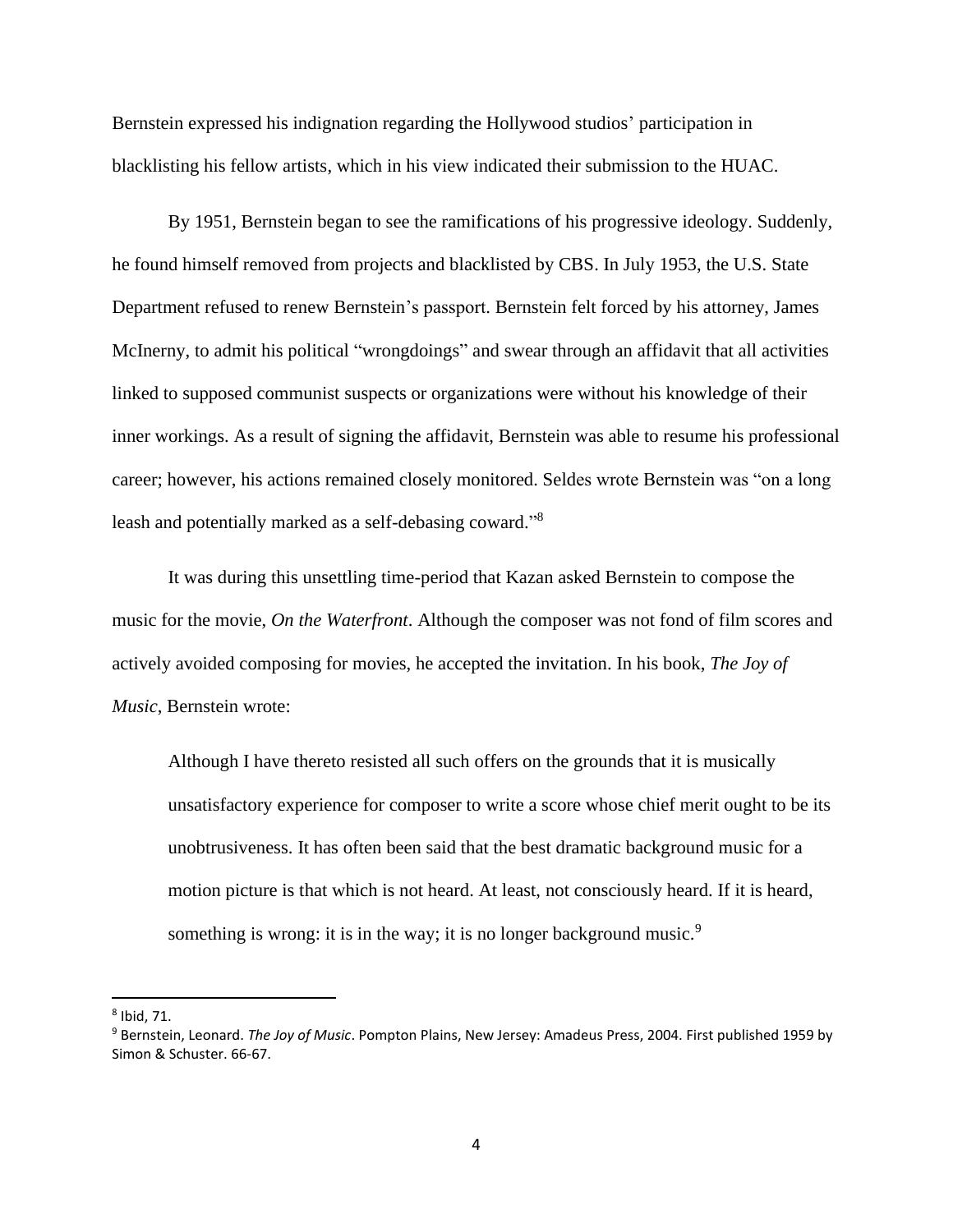Bernstein expressed his indignation regarding the Hollywood studios' participation in blacklisting his fellow artists, which in his view indicated their submission to the HUAC.

By 1951, Bernstein began to see the ramifications of his progressive ideology. Suddenly, he found himself removed from projects and blacklisted by CBS. In July 1953, the U.S. State Department refused to renew Bernstein's passport. Bernstein felt forced by his attorney, James McInerny, to admit his political "wrongdoings" and swear through an affidavit that all activities linked to supposed communist suspects or organizations were without his knowledge of their inner workings. As a result of signing the affidavit, Bernstein was able to resume his professional career; however, his actions remained closely monitored. Seldes wrote Bernstein was "on a long leash and potentially marked as a self-debasing coward."[8]

It was during this unsettling time-period that Kazan asked Bernstein to compose the music for the movie, *On the Waterfront*. Although the composer was not fond of film scores and actively avoided composing for movies, he accepted the invitation. In his book, *The Joy of Music*, Bernstein wrote:

> Although I have thereto resisted all such offers on the grounds that it is musically unsatisfactory experience for composer to write a score whose chief merit ought to be its unobtrusiveness. It has often been said that the best dramatic background music for a motion picture is that which is not heard. At least, not consciously heard. If it is heard, something is wrong: it is in the way; it is no longer background music.[9]

---

[8] Ibid, 71.

[9] Bernstein, Leonard. *The Joy of Music*. Pompton Plains, New Jersey: Amadeus Press, 2004. First published 1959 by Simon & Schuster. 66-67.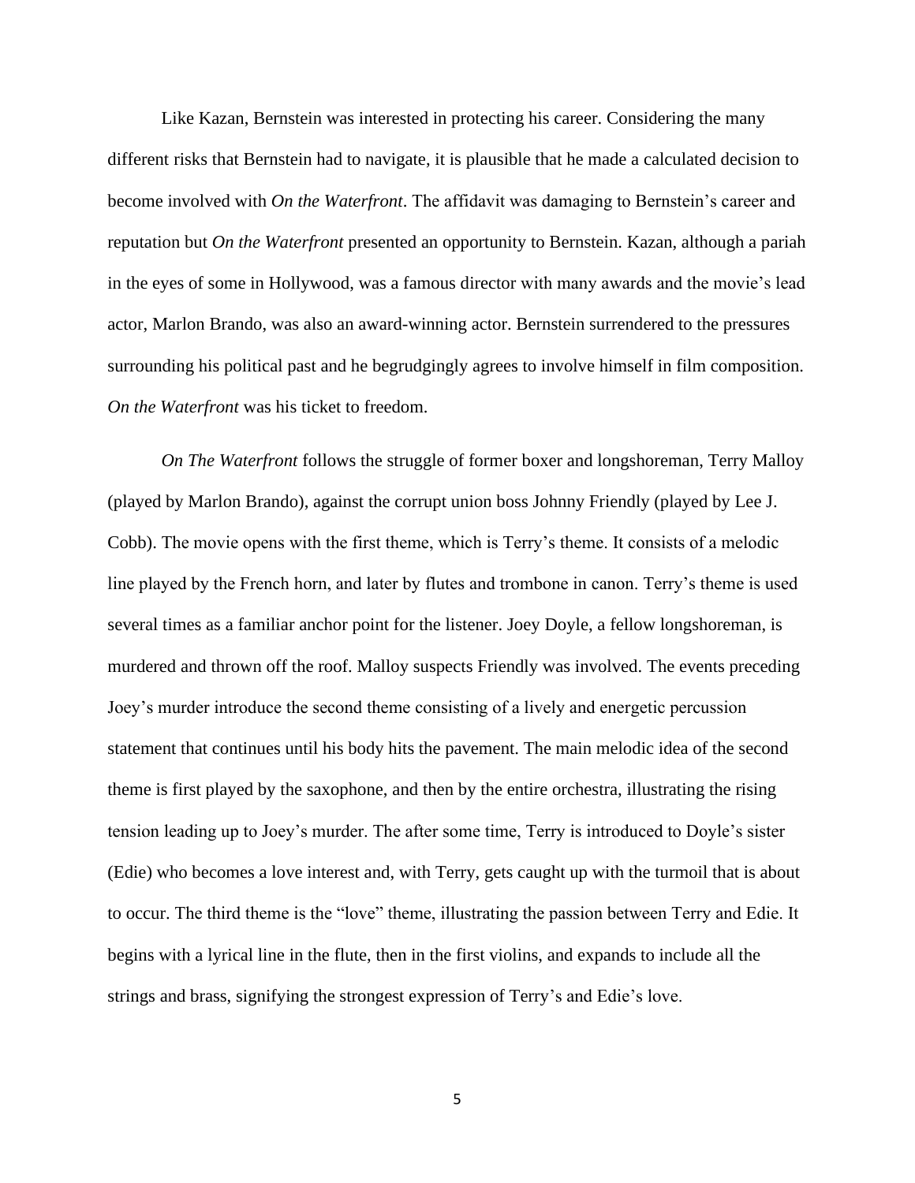Like Kazan, Bernstein was interested in protecting his career. Considering the many different risks that Bernstein had to navigate, it is plausible that he made a calculated decision to become involved with *On the Waterfront*. The affidavit was damaging to Bernstein's career and reputation but *On the Waterfront* presented an opportunity to Bernstein. Kazan, although a pariah in the eyes of some in Hollywood, was a famous director with many awards and the movie's lead actor, Marlon Brando, was also an award-winning actor. Bernstein surrendered to the pressures surrounding his political past and he begrudgingly agrees to involve himself in film composition. *On the Waterfront* was his ticket to freedom.

*On The Waterfront* follows the struggle of former boxer and longshoreman, Terry Malloy (played by Marlon Brando), against the corrupt union boss Johnny Friendly (played by Lee J. Cobb). The movie opens with the first theme, which is Terry's theme. It consists of a melodic line played by the French horn, and later by flutes and trombone in canon. Terry's theme is used several times as a familiar anchor point for the listener. Joey Doyle, a fellow longshoreman, is murdered and thrown off the roof. Malloy suspects Friendly was involved. The events preceding Joey's murder introduce the second theme consisting of a lively and energetic percussion statement that continues until his body hits the pavement. The main melodic idea of the second theme is first played by the saxophone, and then by the entire orchestra, illustrating the rising tension leading up to Joey's murder. The after some time, Terry is introduced to Doyle's sister (Edie) who becomes a love interest and, with Terry, gets caught up with the turmoil that is about to occur. The third theme is the "love" theme, illustrating the passion between Terry and Edie. It begins with a lyrical line in the flute, then in the first violins, and expands to include all the strings and brass, signifying the strongest expression of Terry's and Edie's love.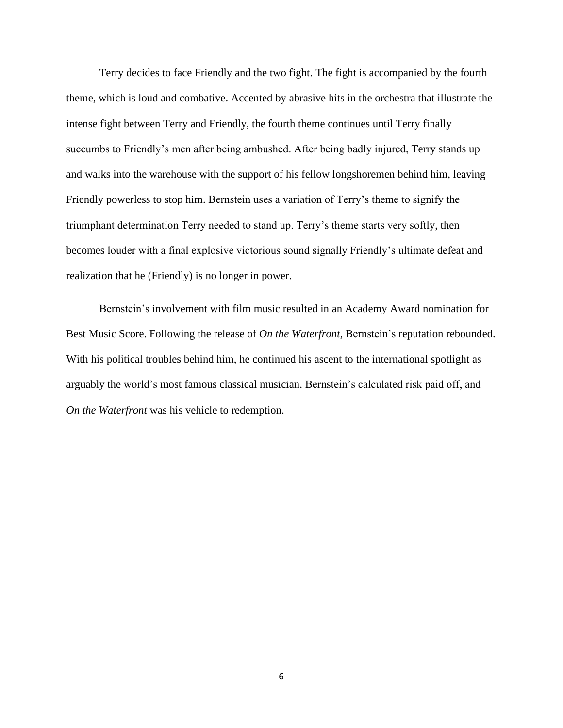Terry decides to face Friendly and the two fight. The fight is accompanied by the fourth theme, which is loud and combative. Accented by abrasive hits in the orchestra that illustrate the intense fight between Terry and Friendly, the fourth theme continues until Terry finally succumbs to Friendly's men after being ambushed. After being badly injured, Terry stands up and walks into the warehouse with the support of his fellow longshoremen behind him, leaving Friendly powerless to stop him. Bernstein uses a variation of Terry's theme to signify the triumphant determination Terry needed to stand up. Terry's theme starts very softly, then becomes louder with a final explosive victorious sound signally Friendly's ultimate defeat and realization that he (Friendly) is no longer in power.

Bernstein's involvement with film music resulted in an Academy Award nomination for Best Music Score. Following the release of *On the Waterfront,* Bernstein's reputation rebounded. With his political troubles behind him, he continued his ascent to the international spotlight as arguably the world's most famous classical musician. Bernstein's calculated risk paid off, and *On the Waterfront* was his vehicle to redemption.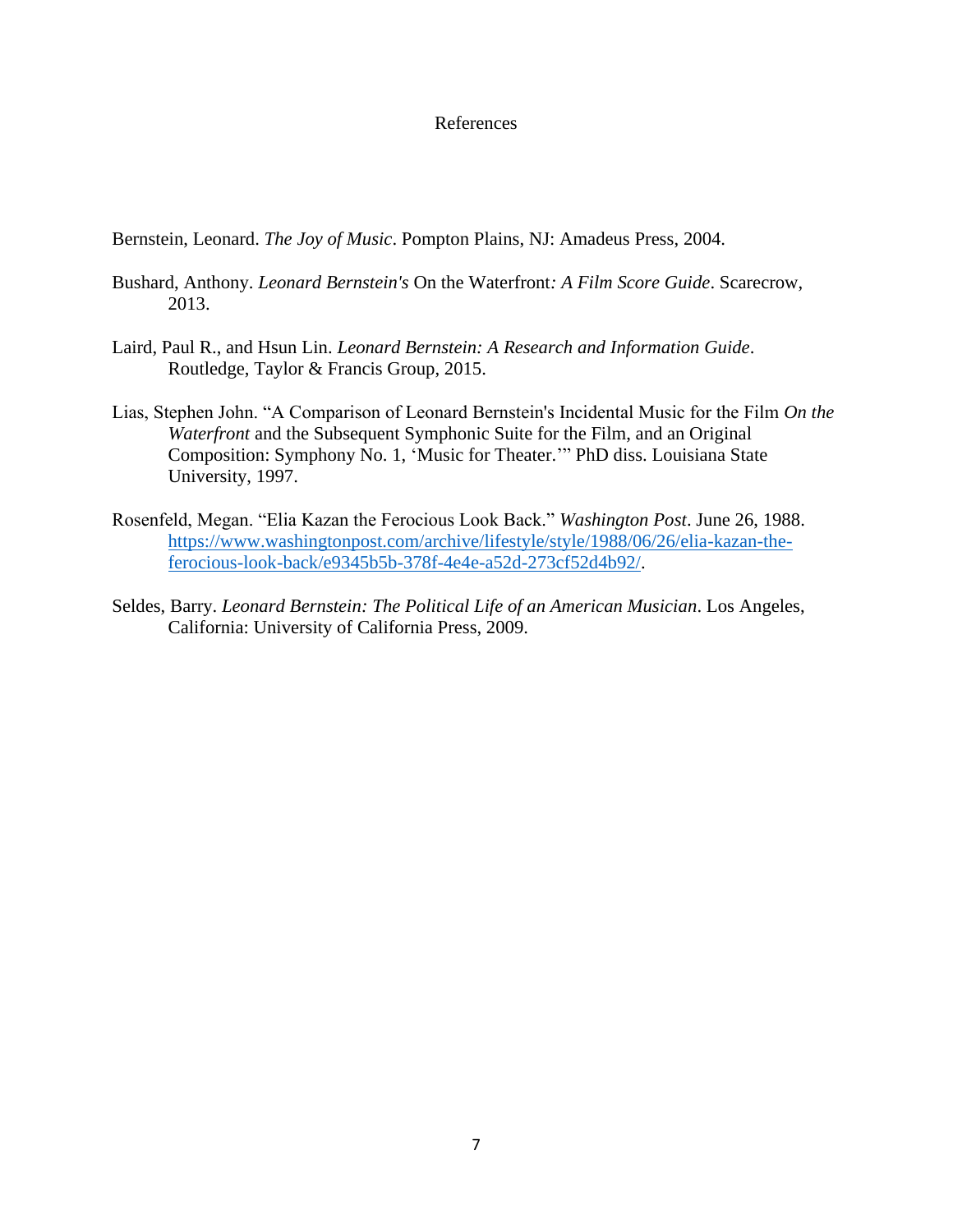# References

Bernstein, Leonard. *The Joy of Music*. Pompton Plains, NJ: Amadeus Press, 2004.

Bushard, Anthony. *Leonard Bernstein's* On the Waterfront*: A Film Score Guide*. Scarecrow, 2013.

Laird, Paul R., and Hsun Lin. *Leonard Bernstein: A Research and Information Guide*. Routledge, Taylor & Francis Group, 2015.

Lias, Stephen John. "A Comparison of Leonard Bernstein's Incidental Music for the Film *On the Waterfront* and the Subsequent Symphonic Suite for the Film, and an Original Composition: Symphony No. 1, 'Music for Theater.'" PhD diss. Louisiana State University, 1997.

Rosenfeld, Megan. "Elia Kazan the Ferocious Look Back." *Washington Post*. June 26, 1988. https://www.washingtonpost.com/archive/lifestyle/style/1988/06/26/elia-kazan-the-ferocious-look-back/e9345b5b-378f-4e4e-a52d-273cf52d4b92/.

Seldes, Barry. *Leonard Bernstein: The Political Life of an American Musician*. Los Angeles, California: University of California Press, 2009.